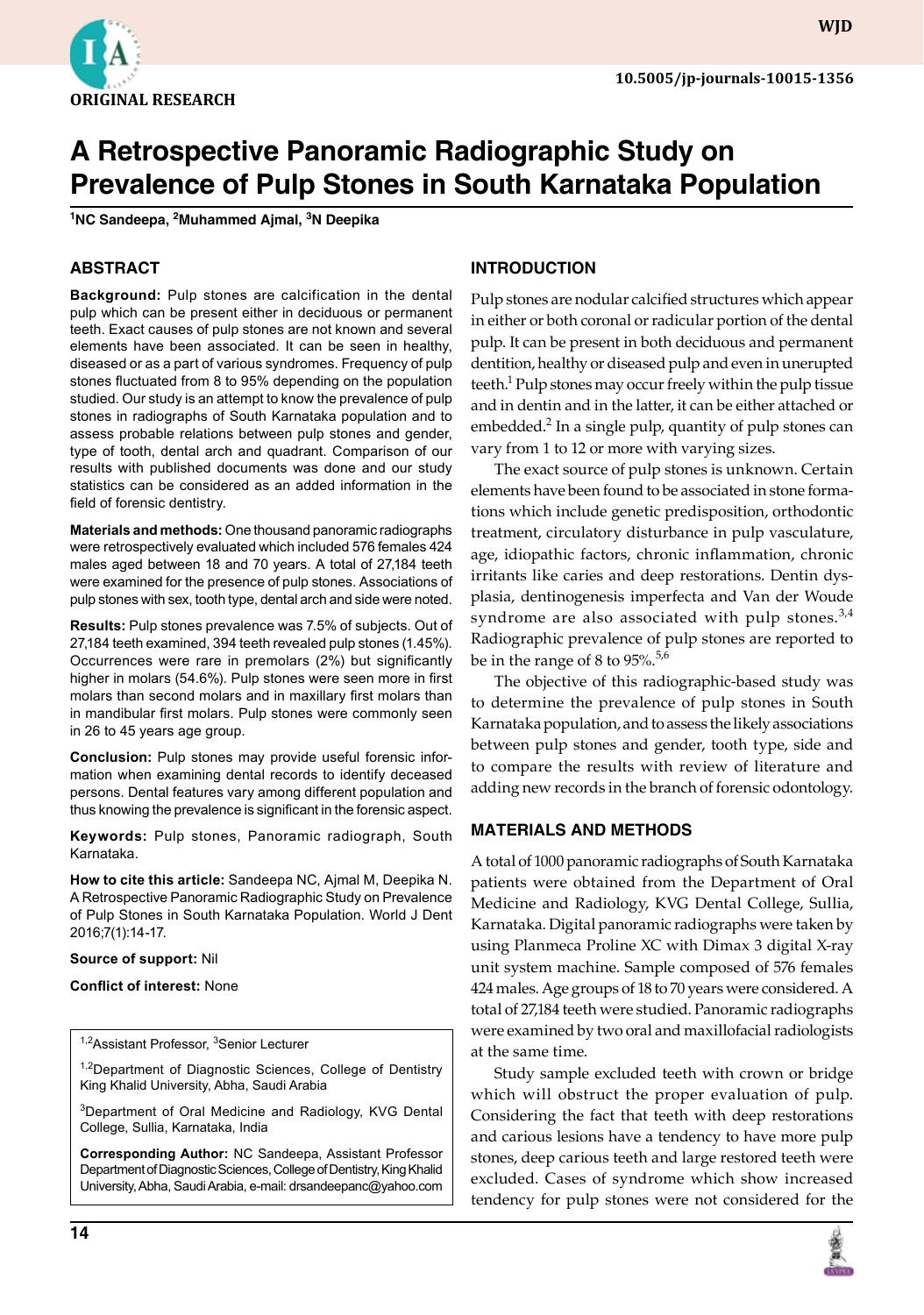ORIGINAL RESEARCH

10.5005/jp-journals-10015-1356

# A Retrospective Panoramic Radiographic Study on Prevalence of Pulp Stones in South Karnataka Population

[1]NC Sandeepa, [2]Muhammed Ajmal, [3]N Deepika

## ABSTRACT

**Background:** Pulp stones are calcification in the dental pulp which can be present either in deciduous or permanent teeth. Exact causes of pulp stones are not known and several elements have been associated. It can be seen in healthy, diseased or as a part of various syndromes. Frequency of pulp stones fluctuated from 8 to 95% depending on the population studied. Our study is an attempt to know the prevalence of pulp stones in radiographs of South Karnataka population and to assess probable relations between pulp stones and gender, type of tooth, dental arch and quadrant. Comparison of our results with published documents was done and our study statistics can be considered as an added information in the field of forensic dentistry.

**Materials and methods:** One thousand panoramic radiographs were retrospectively evaluated which included 576 females 424 males aged between 18 and 70 years. A total of 27,184 teeth were examined for the presence of pulp stones. Associations of pulp stones with sex, tooth type, dental arch and side were noted.

**Results:** Pulp stones prevalence was 7.5% of subjects. Out of 27,184 teeth examined, 394 teeth revealed pulp stones (1.45%). Occurrences were rare in premolars (2%) but significantly higher in molars (54.6%). Pulp stones were seen more in first molars than second molars and in maxillary first molars than in mandibular first molars. Pulp stones were commonly seen in 26 to 45 years age group.

**Conclusion:** Pulp stones may provide useful forensic information when examining dental records to identify deceased persons. Dental features vary among different population and thus knowing the prevalence is significant in the forensic aspect.

**Keywords:** Pulp stones, Panoramic radiograph, South Karnataka.

**How to cite this article:** Sandeepa NC, Ajmal M, Deepika N. A Retrospective Panoramic Radiographic Study on Prevalence of Pulp Stones in South Karnataka Population. World J Dent 2016;7(1):14-17.

**Source of support:** Nil

**Conflict of interest:** None

[1,2]Assistant Professor, [3]Senior Lecturer

[1,2]Department of Diagnostic Sciences, College of Dentistry King Khalid University, Abha, Saudi Arabia

[3]Department of Oral Medicine and Radiology, KVG Dental College, Sullia, Karnataka, India

**Corresponding Author:** NC Sandeepa, Assistant Professor Department of Diagnostic Sciences, College of Dentistry, King Khalid University, Abha, Saudi Arabia, e-mail: drsandeepanc@yahoo.com

## INTRODUCTION

Pulp stones are nodular calcified structures which appear in either or both coronal or radicular portion of the dental pulp. It can be present in both deciduous and permanent dentition, healthy or diseased pulp and even in unerupted teeth.[1] Pulp stones may occur freely within the pulp tissue and in dentin and in the latter, it can be either attached or embedded.[2] In a single pulp, quantity of pulp stones can vary from 1 to 12 or more with varying sizes.

The exact source of pulp stones is unknown. Certain elements have been found to be associated in stone formations which include genetic predisposition, orthodontic treatment, circulatory disturbance in pulp vasculature, age, idiopathic factors, chronic inflammation, chronic irritants like caries and deep restorations. Dentin dysplasia, dentinogenesis imperfecta and Van der Woude syndrome are also associated with pulp stones.[3,4] Radiographic prevalence of pulp stones are reported to be in the range of 8 to 95%.[5,6]

The objective of this radiographic-based study was to determine the prevalence of pulp stones in South Karnataka population, and to assess the likely associations between pulp stones and gender, tooth type, side and to compare the results with review of literature and adding new records in the branch of forensic odontology.

## MATERIALS AND METHODS

A total of 1000 panoramic radiographs of South Karnataka patients were obtained from the Department of Oral Medicine and Radiology, KVG Dental College, Sullia, Karnataka. Digital panoramic radiographs were taken by using Planmeca Proline XC with Dimax 3 digital X-ray unit system machine. Sample composed of 576 females 424 males. Age groups of 18 to 70 years were considered. A total of 27,184 teeth were studied. Panoramic radiographs were examined by two oral and maxillofacial radiologists at the same time.

Study sample excluded teeth with crown or bridge which will obstruct the proper evaluation of pulp. Considering the fact that teeth with deep restorations and carious lesions have a tendency to have more pulp stones, deep carious teeth and large restored teeth were excluded. Cases of syndrome which show increased tendency for pulp stones were not considered for the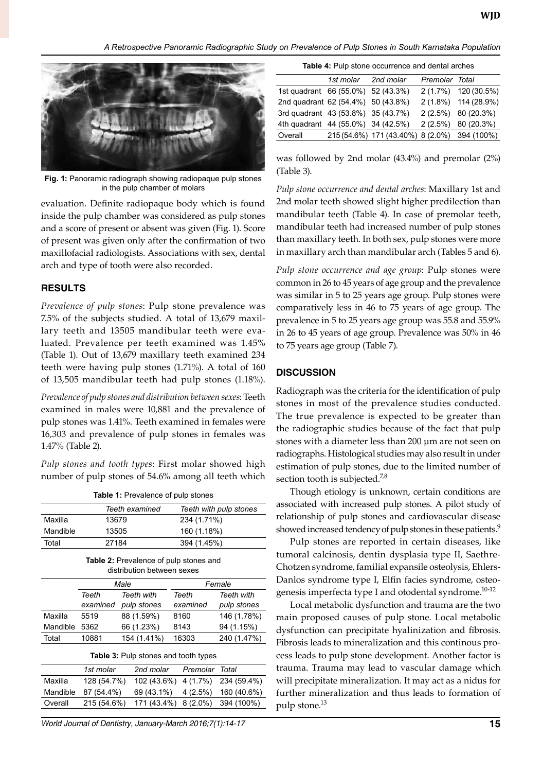Fig. 1: Panoramic radiograph showing radiopaque pulp stones in the pulp chamber of molars

evaluation. Definite radiopaque body which is found inside the pulp chamber was considered as pulp stones and a score of present or absent was given (Fig. 1). Score of present was given only after the confirmation of two maxillofacial radiologists. Associations with sex, dental arch and type of tooth were also recorded.

## RESULTS

*Prevalence of pulp stones*: Pulp stone prevalence was 7.5% of the subjects studied. A total of 13,679 maxillary teeth and 13505 mandibular teeth were evaluated. Prevalence per teeth examined was 1.45% (Table 1). Out of 13,679 maxillary teeth examined 234 teeth were having pulp stones (1.71%). A total of 160 of 13,505 mandibular teeth had pulp stones (1.18%).

*Prevalence of pulp stones and distribution between sexes*: Teeth examined in males were 10,881 and the prevalence of pulp stones was 1.41%. Teeth examined in females were 16,303 and prevalence of pulp stones in females was 1.47% (Table 2).

*Pulp stones and tooth types*: First molar showed high number of pulp stones of 54.6% among all teeth which was followed by 2nd molar (43.4%) and premolar (2%) (Table 3).

**Table 1:** Prevalence of pulp stones

| | Teeth examined | Teeth with pulp stones |
|---|---|---|
| Maxilla | 13679 | 234 (1.71%) |
| Mandible | 13505 | 160 (1.18%) |
| Total | 27184 | 394 (1.45%) |

**Table 2:** Prevalence of pulp stones and distribution between sexes

| | Male | | Female | |
|---|---|---|---|---|
| | Teeth examined | Teeth with pulp stones | Teeth examined | Teeth with pulp stones |
| Maxilla | 5519 | 88 (1.59%) | 8160 | 146 (1.78%) |
| Mandible | 5362 | 66 (1.23%) | 8143 | 94 (1.15%) |
| Total | 10881 | 154 (1.41%) | 16303 | 240 (1.47%) |

**Table 3:** Pulp stones and tooth types

| | 1st molar | 2nd molar | Premolar | Total |
|---|---|---|---|---|
| Maxilla | 128 (54.7%) | 102 (43.6%) | 4 (1.7%) | 234 (59.4%) |
| Mandible | 87 (54.4%) | 69 (43.1%) | 4 (2.5%) | 160 (40.6%) |
| Overall | 215 (54.6%) | 171 (43.4%) | 8 (2.0%) | 394 (100%) |

**Table 4:** Pulp stone occurrence and dental arches

| | 1st molar | 2nd molar | Premolar | Total |
|---|---|---|---|---|
| 1st quadrant | 66 (55.0%) | 52 (43.3%) | 2 (1.7%) | 120 (30.5%) |
| 2nd quadrant | 62 (54.4%) | 50 (43.8%) | 2 (1.8%) | 114 (28.9%) |
| 3rd quadrant | 43 (53.8%) | 35 (43.7%) | 2 (2.5%) | 80 (20.3%) |
| 4th quadrant | 44 (55.0%) | 34 (42.5%) | 2 (2.5%) | 80 (20.3%) |
| Overall | 215 (54.6%) | 171 (43.40%) | 8 (2.0%) | 394 (100%) |

*Pulp stone occurrence and dental arches*: Maxillary 1st and 2nd molar teeth showed slight higher predilection than mandibular teeth (Table 4). In case of premolar teeth, mandibular teeth had increased number of pulp stones than maxillary teeth. In both sex, pulp stones were more in maxillary arch than mandibular arch (Tables 5 and 6).

*Pulp stone occurrence and age group*: Pulp stones were common in 26 to 45 years of age group and the prevalence was similar in 5 to 25 years age group. Pulp stones were comparatively less in 46 to 75 years of age group. The prevalence in 5 to 25 years age group was 55.8 and 55.9% in 26 to 45 years of age group. Prevalence was 50% in 46 to 75 years age group (Table 7).

## DISCUSSION

Radiograph was the criteria for the identification of pulp stones in most of the prevalence studies conducted. The true prevalence is expected to be greater than the radiographic studies because of the fact that pulp stones with a diameter less than 200 μm are not seen on radiographs. Histological studies may also result in under estimation of pulp stones, due to the limited number of section tooth is subjected.[7,8]

Though etiology is unknown, certain conditions are associated with increased pulp stones. A pilot study of relationship of pulp stones and cardiovascular disease showed increased tendency of pulp stones in these patients.[9]

Pulp stones are reported in certain diseases, like tumoral calcinosis, dentin dysplasia type II, Saethre-Chotzen syndrome, familial expansile osteolysis, Ehlers-Danlos syndrome type I, Elfin facies syndrome, osteogenesis imperfecta type I and otodental syndrome.[10-12]

Local metabolic dysfunction and trauma are the two main proposed causes of pulp stone. Local metabolic dysfunction can precipitate hyalinization and fibrosis. Fibrosis leads to mineralization and this continous process leads to pulp stone development. Another factor is trauma. Trauma may lead to vascular damage which will precipitate mineralization. It may act as a nidus for further mineralization and thus leads to formation of pulp stone.[13]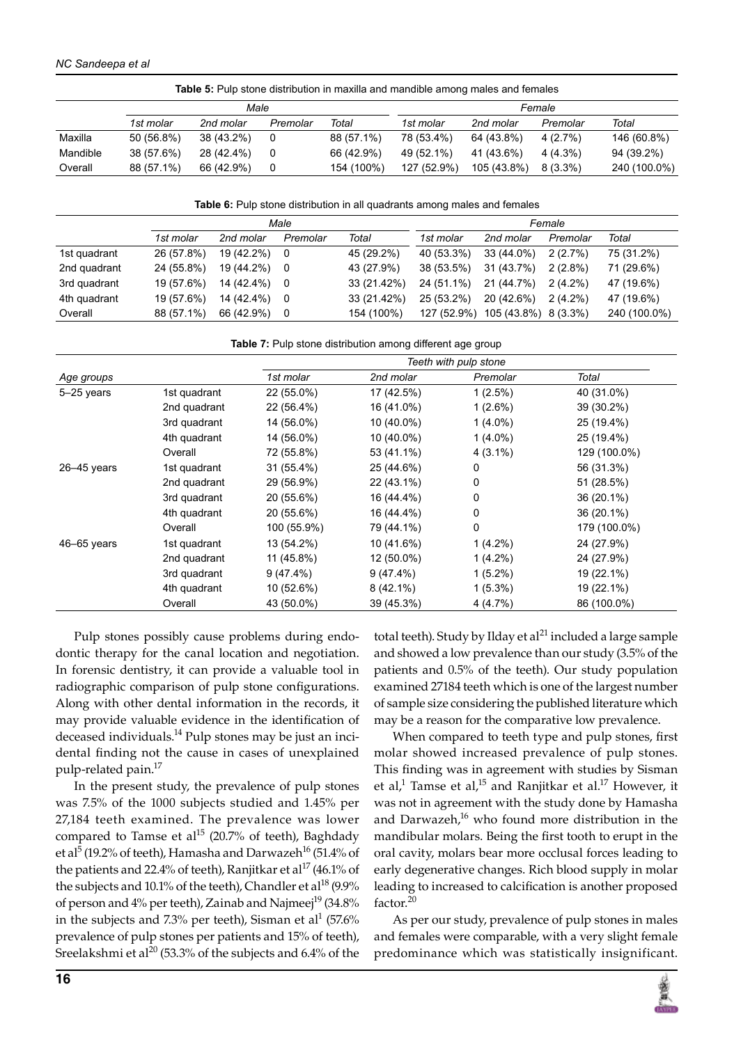**Table 5:** Pulp stone distribution in maxilla and mandible among males and females

| | Male | | | | Female | | | |
|---|---|---|---|---|---|---|---|---|
| | 1st molar | 2nd molar | Premolar | Total | 1st molar | 2nd molar | Premolar | Total |
| Maxilla | 50 (56.8%) | 38 (43.2%) | 0 | 88 (57.1%) | 78 (53.4%) | 64 (43.8%) | 4 (2.7%) | 146 (60.8%) |
| Mandible | 38 (57.6%) | 28 (42.4%) | 0 | 66 (42.9%) | 49 (52.1%) | 41 (43.6%) | 4 (4.3%) | 94 (39.2%) |
| Overall | 88 (57.1%) | 66 (42.9%) | 0 | 154 (100%) | 127 (52.9%) | 105 (43.8%) | 8 (3.3%) | 240 (100.0%) |

**Table 6:** Pulp stone distribution in all quadrants among males and females

| | Male | | | | Female | | | |
|---|---|---|---|---|---|---|---|---|
| | 1st molar | 2nd molar | Premolar | Total | 1st molar | 2nd molar | Premolar | Total |
| 1st quadrant | 26 (57.8%) | 19 (42.2%) | 0 | 45 (29.2%) | 40 (53.3%) | 33 (44.0%) | 2 (2.7%) | 75 (31.2%) |
| 2nd quadrant | 24 (55.8%) | 19 (44.2%) | 0 | 43 (27.9%) | 38 (53.5%) | 31 (43.7%) | 2 (2.8%) | 71 (29.6%) |
| 3rd quadrant | 19 (57.6%) | 14 (42.4%) | 0 | 33 (21.42%) | 24 (51.1%) | 21 (44.7%) | 2 (4.2%) | 47 (19.6%) |
| 4th quadrant | 19 (57.6%) | 14 (42.4%) | 0 | 33 (21.42%) | 25 (53.2%) | 20 (42.6%) | 2 (4.2%) | 47 (19.6%) |
| Overall | 88 (57.1%) | 66 (42.9%) | 0 | 154 (100%) | 127 (52.9%) | 105 (43.8%) | 8 (3.3%) | 240 (100.0%) |

**Table 7:** Pulp stone distribution among different age group

| | | Teeth with pulp stone | | | |
|---|---|---|---|---|---|
| Age groups | | 1st molar | 2nd molar | Premolar | Total |
| 5–25 years | 1st quadrant | 22 (55.0%) | 17 (42.5%) | 1 (2.5%) | 40 (31.0%) |
| | 2nd quadrant | 22 (56.4%) | 16 (41.0%) | 1 (2.6%) | 39 (30.2%) |
| | 3rd quadrant | 14 (56.0%) | 10 (40.0%) | 1 (4.0%) | 25 (19.4%) |
| | 4th quadrant | 14 (56.0%) | 10 (40.0%) | 1 (4.0%) | 25 (19.4%) |
| | Overall | 72 (55.8%) | 53 (41.1%) | 4 (3.1%) | 129 (100.0%) |
| 26–45 years | 1st quadrant | 31 (55.4%) | 25 (44.6%) | 0 | 56 (31.3%) |
| | 2nd quadrant | 29 (56.9%) | 22 (43.1%) | 0 | 51 (28.5%) |
| | 3rd quadrant | 20 (55.6%) | 16 (44.4%) | 0 | 36 (20.1%) |
| | 4th quadrant | 20 (55.6%) | 16 (44.4%) | 0 | 36 (20.1%) |
| | Overall | 100 (55.9%) | 79 (44.1%) | 0 | 179 (100.0%) |
| 46–65 years | 1st quadrant | 13 (54.2%) | 10 (41.6%) | 1 (4.2%) | 24 (27.9%) |
| | 2nd quadrant | 11 (45.8%) | 12 (50.0%) | 1 (4.2%) | 24 (27.9%) |
| | 3rd quadrant | 9 (47.4%) | 9 (47.4%) | 1 (5.2%) | 19 (22.1%) |
| | 4th quadrant | 10 (52.6%) | 8 (42.1%) | 1 (5.3%) | 19 (22.1%) |
| | Overall | 43 (50.0%) | 39 (45.3%) | 4 (4.7%) | 86 (100.0%) |

Pulp stones possibly cause problems during endodontic therapy for the canal location and negotiation. In forensic dentistry, it can provide a valuable tool in radiographic comparison of pulp stone configurations. Along with other dental information in the records, it may provide valuable evidence in the identification of deceased individuals.[14] Pulp stones may be just an incidental finding not the cause in cases of unexplained pulp-related pain.[17]

In the present study, the prevalence of pulp stones was 7.5% of the 1000 subjects studied and 1.45% per 27,184 teeth examined. The prevalence was lower compared to Tamse et al[15] (20.7% of teeth), Baghdady et al[5] (19.2% of teeth), Hamasha and Darwazeh[16] (51.4% of the patients and 22.4% of teeth), Ranjitkar et al[17] (46.1% of the subjects and 10.1% of the teeth), Chandler et al[18] (9.9% of person and 4% per teeth), Zainab and Najmeej[19] (34.8% in the subjects and 7.3% per teeth), Sisman et al[1] (57.6% prevalence of pulp stones per patients and 15% of teeth), Sreelakshmi et al[20] (53.3% of the subjects and 6.4% of the total teeth). Study by Ilday et al[21] included a large sample and showed a low prevalence than our study (3.5% of the patients and 0.5% of the teeth). Our study population examined 27184 teeth which is one of the largest number of sample size considering the published literature which may be a reason for the comparative low prevalence.

When compared to teeth type and pulp stones, first molar showed increased prevalence of pulp stones. This finding was in agreement with studies by Sisman et al,[1] Tamse et al,[15] and Ranjitkar et al.[17] However, it was not in agreement with the study done by Hamasha and Darwazeh,[16] who found more distribution in the mandibular molars. Being the first tooth to erupt in the oral cavity, molars bear more occlusal forces leading to early degenerative changes. Rich blood supply in molar leading to increased to calcification is another proposed factor.[20]

As per our study, prevalence of pulp stones in males and females were comparable, with a very slight female predominance which was statistically insignificant.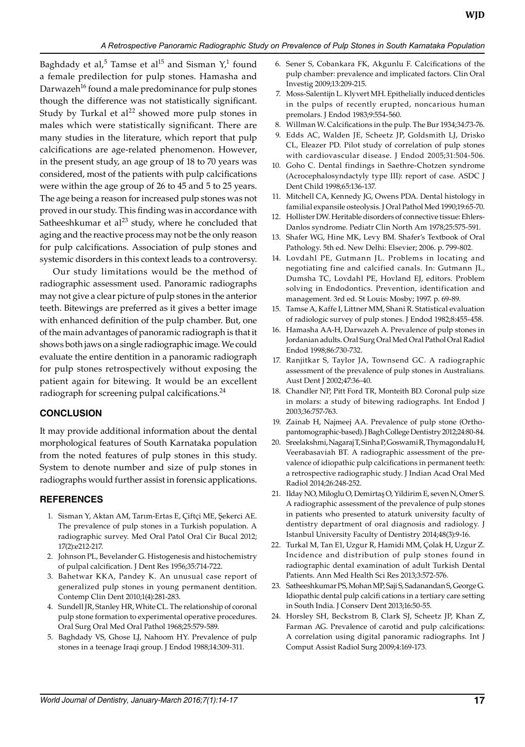Baghdady et al,[5] Tamse et al[15] and Sisman Y,[1] found a female predilection for pulp stones. Hamasha and Darwazeh[16] found a male predominance for pulp stones though the difference was not statistically significant. Study by Turkal et al[22] showed more pulp stones in males which were statistically significant. There are many studies in the literature, which report that pulp calcifications are age-related phenomenon. However, in the present study, an age group of 18 to 70 years was considered, most of the patients with pulp calcifications were within the age group of 26 to 45 and 5 to 25 years. The age being a reason for increased pulp stones was not proved in our study. This finding was in accordance with Satheeshkumar et al[23] study, where he concluded that aging and the reactive process may not be the only reason for pulp calcifications. Association of pulp stones and systemic disorders in this context leads to a controversy.

Our study limitations would be the method of radiographic assessment used. Panoramic radiographs may not give a clear picture of pulp stones in the anterior teeth. Bitewings are preferred as it gives a better image with enhanced definition of the pulp chamber. But, one of the main advantages of panoramic radiograph is that it shows both jaws on a single radiographic image. We could evaluate the entire dentition in a panoramic radiograph for pulp stones retrospectively without exposing the patient again for bitewing. It would be an excellent radiograph for screening pulpal calcifications.[24]

## CONCLUSION

It may provide additional information about the dental morphological features of South Karnataka population from the noted features of pulp stones in this study. System to denote number and size of pulp stones in radiographs would further assist in forensic applications.

## REFERENCES

1. Sisman Y, Aktan AM, Tarım-Ertas E, Çiftçi ME, Şekerci AE. The prevalence of pulp stones in a Turkish population. A radiographic survey. Med Oral Patol Oral Cir Bucal 2012; 17(2):e212-217.
2. Johnson PL, Bevelander G. Histogenesis and histochemistry of pulpal calcification. J Dent Res 1956;35:714-722.
3. Bahetwar KKA, Pandey K. An unusual case report of generalized pulp stones in young permanent dentition. Contemp Clin Dent 2010;1(4):281-283.
4. Sundell JR, Stanley HR, White CL. The relationship of coronal pulp stone formation to experimental operative procedures. Oral Surg Oral Med Oral Pathol 1968;25:579-589.
5. Baghdady VS, Ghose LJ, Nahoom HY. Prevalence of pulp stones in a teenage Iraqi group. J Endod 1988;14:309-311.
6. Sener S, Cobankara FK, Akgunlu F. Calcifications of the pulp chamber: prevalence and implicated factors. Clin Oral Investig 2009;13:209-215.
7. Moss-Salentijn L. Klyvert MH. Epithelially induced denticles in the pulps of recently erupted, noncarious human premolars. J Endod 1983;9:554-560.
8. Willman W. Calcifications in the pulp. The Bur 1934;34:73-76.
9. Edds AC, Walden JE, Scheetz JP, Goldsmith LJ, Drisko CL, Eleazer PD. Pilot study of correlation of pulp stones with cardiovascular disease. J Endod 2005;31:504-506.
10. Goho C. Dental findings in Saethre-Chotzen syndrome (Acrocephalosyndactyly type III): report of case. ASDC J Dent Child 1998;65:136-137.
11. Mitchell CA, Kennedy JG, Owens PDA. Dental histology in familial expansile osteolysis. J Oral Pathol Med 1990;19:65-70.
12. Hollister DW. Heritable disorders of connective tissue: Ehlers-Danlos syndrome. Pediatr Clin North Am 1978;25:575-591.
13. Shafer WG, Hine MK, Levy BM. Shafer's Textbook of Oral Pathology. 5th ed. New Delhi: Elsevier; 2006. p. 799-802.
14. Lovdahl PE, Gutmann JL. Problems in locating and negotiating fine and calcified canals. In: Gutmann JL, Dumsha TC, Lovdahl PE, Hovland EJ, editors. Problem solving in Endodontics. Prevention, identification and management. 3rd ed. St Louis: Mosby; 1997. p. 69-89.
15. Tamse A, Kaffe I, Littner MM, Shani R. Statistical evaluation of radiologic survey of pulp stones. J Endod 1982;8:455-458.
16. Hamasha AA-H, Darwazeh A. Prevalence of pulp stones in Jordanian adults. Oral Surg Oral Med Oral Pathol Oral Radiol Endod 1998;86:730-732.
17. Ranjitkar S, Taylor JA, Townsend GC. A radiographic assessment of the prevalence of pulp stones in Australians. Aust Dent J 2002;47:36-40.
18. Chandler NP, Pitt Ford TR, Monteith BD. Coronal pulp size in molars: a study of bitewing radiographs. Int Endod J 2003;36:757-763.
19. Zainab H, Najmeej AA. Prevalence of pulp stone (Orthopantomographic-based). J Bagh College Dentistry 2012;24:80-84.
20. Sreelakshmi, Nagaraj T, Sinha P, Goswami R, Thymagondalu H, Veerabasaviah BT. A radiographic assessment of the prevalence of idiopathic pulp calcifications in permanent teeth: a retrospective radiographic study. J Indian Acad Oral Med Radiol 2014;26:248-252.
21. Ilday NO, Miloglu O, Demirtaş O, Yildirim E, seven N, Omer S. A radiographic assessment of the prevalence of pulp stones in patients who presented to ataturk university faculty of dentistry department of oral diagnosis and radiology. J Istanbul University Faculty of Dentistry 2014;48(3):9-16.
22. Turkal M, Tan E1, Uzgur R, Hamidi MM, Çolak H, Uzgur Z. Incidence and distribution of pulp stones found in radiographic dental examination of adult Turkish Dental Patients. Ann Med Health Sci Res 2013;3:572-576.
23. Satheeshkumar PS, Mohan MP, Saji S, Sadanandan S, George G. Idiopathic dental pulp calcifi cations in a tertiary care setting in South India. J Conserv Dent 2013;16:50-55.
24. Horsley SH, Beckstrom B, Clark SJ, Scheetz JP, Khan Z, Farman AG. Prevalence of carotid and pulp calcifications: A correlation using digital panoramic radiographs. Int J Comput Assist Radiol Surg 2009;4:169-173.